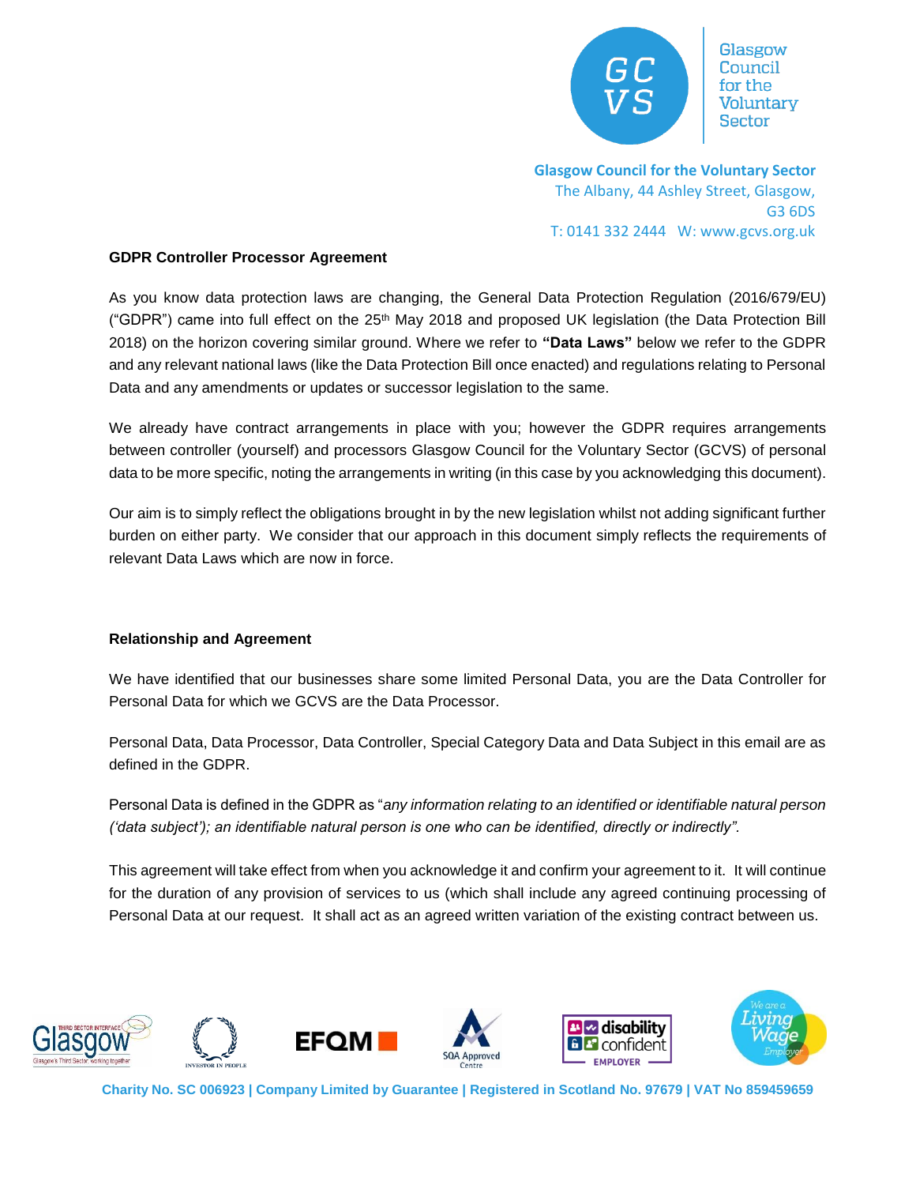Glasgow Council for the Voluntary Sector

**Glasgow Council for the Voluntary Sector**
The Albany, 44 Ashley Street, Glasgow,
G3 6DS
T: 0141 332 2444 W: www.gcvs.org.uk

## GDPR Controller Processor Agreement

As you know data protection laws are changing, the General Data Protection Regulation (2016/679/EU) ("GDPR") came into full effect on the 25th May 2018 and proposed UK legislation (the Data Protection Bill 2018) on the horizon covering similar ground. Where we refer to **"Data Laws"** below we refer to the GDPR and any relevant national laws (like the Data Protection Bill once enacted) and regulations relating to Personal Data and any amendments or updates or successor legislation to the same.

We already have contract arrangements in place with you; however the GDPR requires arrangements between controller (yourself) and processors Glasgow Council for the Voluntary Sector (GCVS) of personal data to be more specific, noting the arrangements in writing (in this case by you acknowledging this document).

Our aim is to simply reflect the obligations brought in by the new legislation whilst not adding significant further burden on either party. We consider that our approach in this document simply reflects the requirements of relevant Data Laws which are now in force.

## Relationship and Agreement

We have identified that our businesses share some limited Personal Data, you are the Data Controller for Personal Data for which we GCVS are the Data Processor.

Personal Data, Data Processor, Data Controller, Special Category Data and Data Subject in this email are as defined in the GDPR.

Personal Data is defined in the GDPR as "*any information relating to an identified or identifiable natural person ('data subject'); an identifiable natural person is one who can be identified, directly or indirectly".*

This agreement will take effect from when you acknowledge it and confirm your agreement to it. It will continue for the duration of any provision of services to us (which shall include any agreed continuing processing of Personal Data at our request. It shall act as an agreed written variation of the existing contract between us.

**Charity No. SC 006923 | Company Limited by Guarantee | Registered in Scotland No. 97679 | VAT No 859459659**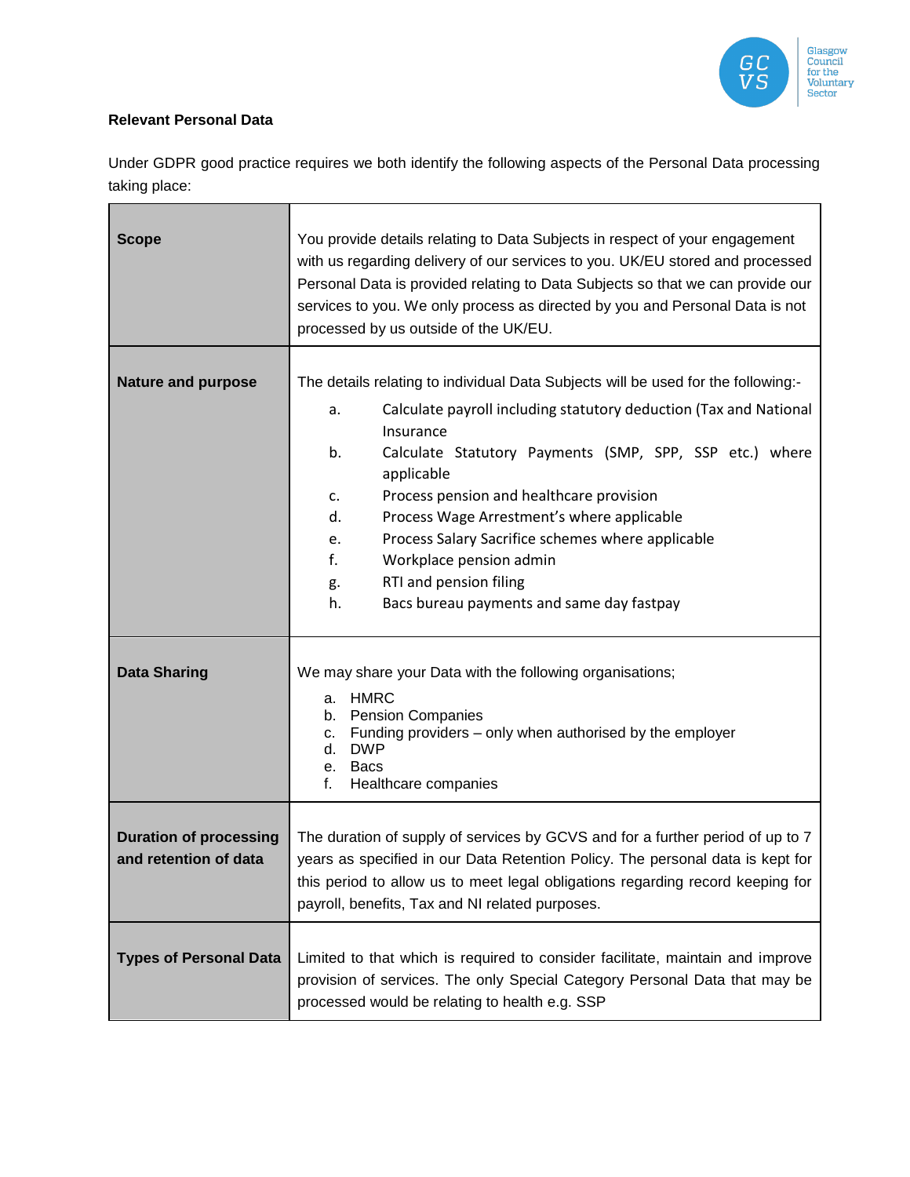**Relevant Personal Data**

Under GDPR good practice requires we both identify the following aspects of the Personal Data processing taking place:

| | |
|---|---|
| **Scope** | You provide details relating to Data Subjects in respect of your engagement with us regarding delivery of our services to you. UK/EU stored and processed Personal Data is provided relating to Data Subjects so that we can provide our services to you. We only process as directed by you and Personal Data is not processed by us outside of the UK/EU. |
| **Nature and purpose** | The details relating to individual Data Subjects will be used for the following:-<br>a. Calculate payroll including statutory deduction (Tax and National Insurance<br>b. Calculate Statutory Payments (SMP, SPP, SSP etc.) where applicable<br>c. Process pension and healthcare provision<br>d. Process Wage Arrestment's where applicable<br>e. Process Salary Sacrifice schemes where applicable<br>f. Workplace pension admin<br>g. RTI and pension filing<br>h. Bacs bureau payments and same day fastpay |
| **Data Sharing** | We may share your Data with the following organisations;<br>a. HMRC<br>b. Pension Companies<br>c. Funding providers – only when authorised by the employer<br>d. DWP<br>e. Bacs<br>f. Healthcare companies |
| **Duration of processing and retention of data** | The duration of supply of services by GCVS and for a further period of up to 7 years as specified in our Data Retention Policy. The personal data is kept for this period to allow us to meet legal obligations regarding record keeping for payroll, benefits, Tax and NI related purposes. |
| **Types of Personal Data** | Limited to that which is required to consider facilitate, maintain and improve provision of services. The only Special Category Personal Data that may be processed would be relating to health e.g. SSP |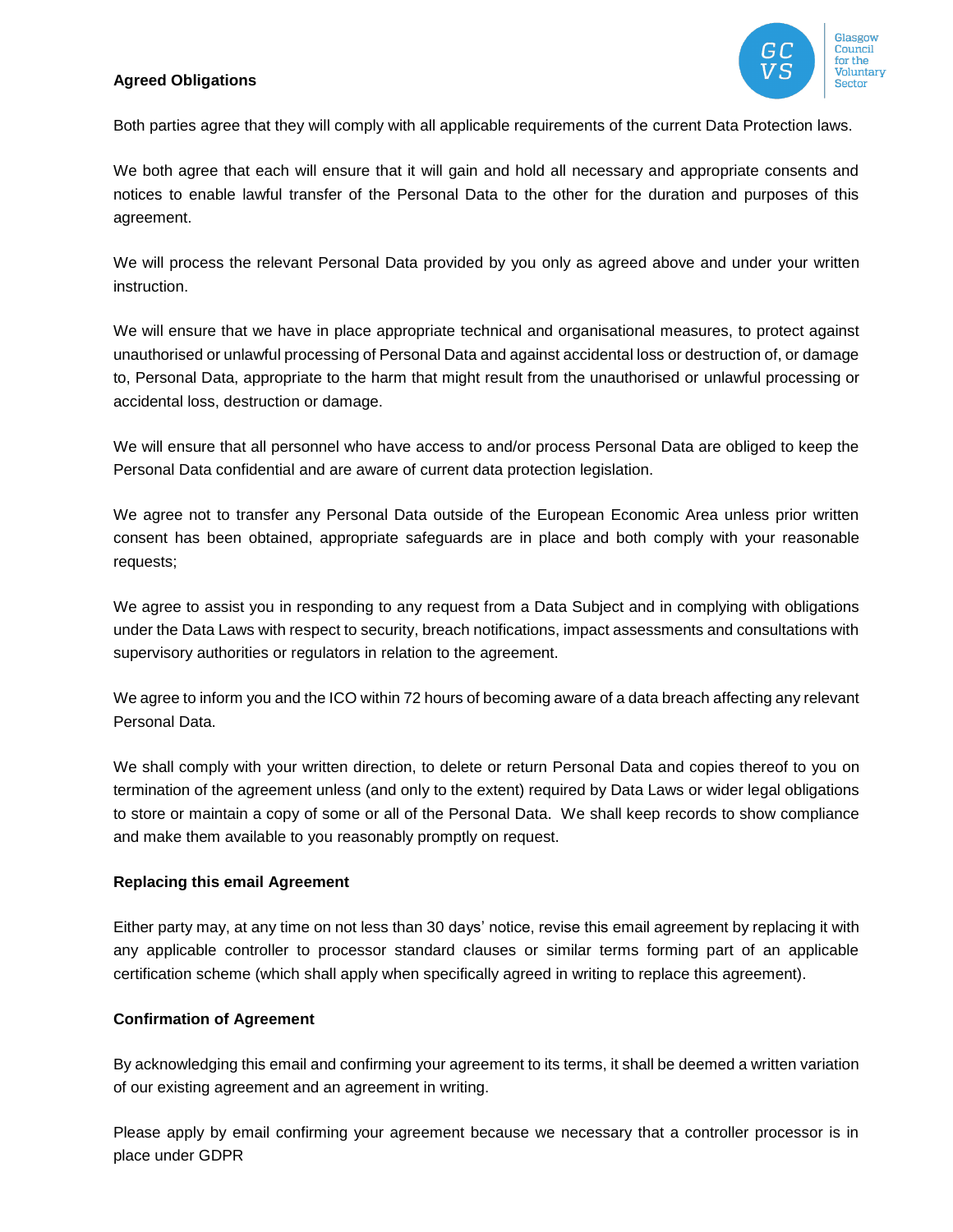**Agreed Obligations**

Both parties agree that they will comply with all applicable requirements of the current Data Protection laws.

We both agree that each will ensure that it will gain and hold all necessary and appropriate consents and notices to enable lawful transfer of the Personal Data to the other for the duration and purposes of this agreement.

We will process the relevant Personal Data provided by you only as agreed above and under your written instruction.

We will ensure that we have in place appropriate technical and organisational measures, to protect against unauthorised or unlawful processing of Personal Data and against accidental loss or destruction of, or damage to, Personal Data, appropriate to the harm that might result from the unauthorised or unlawful processing or accidental loss, destruction or damage.

We will ensure that all personnel who have access to and/or process Personal Data are obliged to keep the Personal Data confidential and are aware of current data protection legislation.

We agree not to transfer any Personal Data outside of the European Economic Area unless prior written consent has been obtained, appropriate safeguards are in place and both comply with your reasonable requests;

We agree to assist you in responding to any request from a Data Subject and in complying with obligations under the Data Laws with respect to security, breach notifications, impact assessments and consultations with supervisory authorities or regulators in relation to the agreement.

We agree to inform you and the ICO within 72 hours of becoming aware of a data breach affecting any relevant Personal Data.

We shall comply with your written direction, to delete or return Personal Data and copies thereof to you on termination of the agreement unless (and only to the extent) required by Data Laws or wider legal obligations to store or maintain a copy of some or all of the Personal Data. We shall keep records to show compliance and make them available to you reasonably promptly on request.

**Replacing this email Agreement**

Either party may, at any time on not less than 30 days' notice, revise this email agreement by replacing it with any applicable controller to processor standard clauses or similar terms forming part of an applicable certification scheme (which shall apply when specifically agreed in writing to replace this agreement).

**Confirmation of Agreement**

By acknowledging this email and confirming your agreement to its terms, it shall be deemed a written variation of our existing agreement and an agreement in writing.

Please apply by email confirming your agreement because we necessary that a controller processor is in place under GDPR